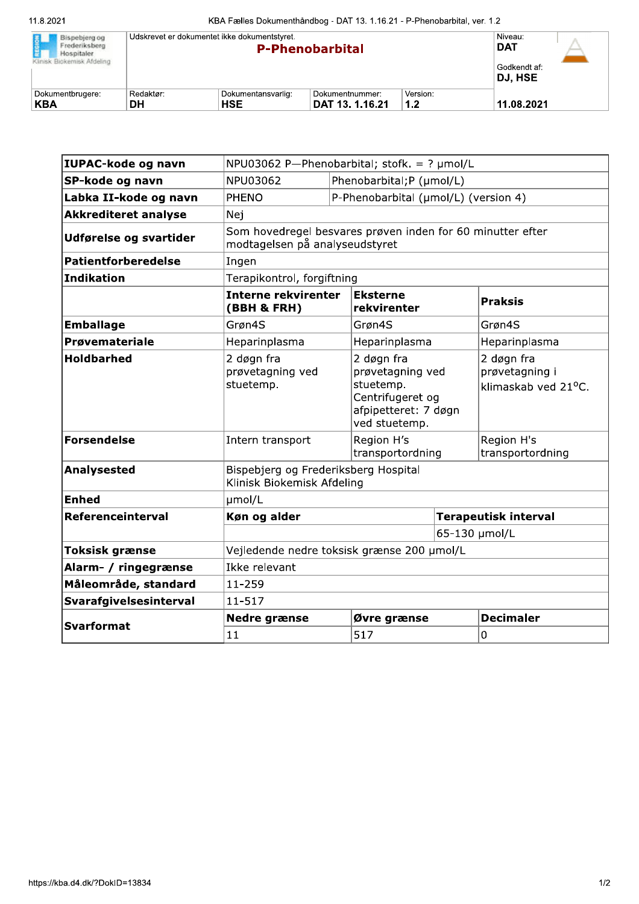| Bispebjerg og Frederiksberg Hospitaler Klinisk Biokemisk Afdeling | Udskrevet er dokumentet ikke dokumentstyret. **P-Phenobarbital** | | | | Niveau: **DAT** Godkendt af: **DJ, HSE** |
|---|---|---|---|---|---|
| Dokumentbrugere: **KBA** | Redaktør: **DH** | Dokumentansvarlig: **HSE** | Dokumentnummer: **DAT 13. 1.16.21** | Version: **1.2** | **11.08.2021** |

| **IUPAC-kode og navn** | NPU03062 P—Phenobarbital; stofk. = ? μmol/L | | |
|---|---|---|---|
| **SP-kode og navn** | NPU03062 | Phenobarbital;P (μmol/L) | |
| **Labka II-kode og navn** | PHENO | P-Phenobarbital (μmol/L) (version 4) | |
| **Akkrediteret analyse** | Nej | | |
| **Udførelse og svartider** | Som hovedregel besvares prøven inden for 60 minutter efter modtagelsen på analyseudstyret | | |
| **Patientforberedelse** | Ingen | | |
| **Indikation** | Terapikontrol, forgiftning | | |
| | **Interne rekvirenter (BBH & FRH)** | **Eksterne rekvirenter** | **Praksis** |
| **Emballage** | Grøn4S | Grøn4S | Grøn4S |
| **Prøvemateriale** | Heparinplasma | Heparinplasma | Heparinplasma |
| **Holdbarhed** | 2 døgn fra prøvetagning ved stuetemp. | 2 døgn fra prøvetagning ved stuetemp. Centrifugeret og afpipetteret: 7 døgn ved stuetemp. | 2 døgn fra prøvetagning i klimaskab ved 21°C. |
| **Forsendelse** | Intern transport | Region H's transportordning | Region H's transportordning |
| **Analysested** | Bispebjerg og Frederiksberg Hospital Klinisk Biokemisk Afdeling | | |
| **Enhed** | μmol/L | | |
| **Referenceinterval** | **Køn og alder** | | **Terapeutisk interval** |
| | | | 65-130 μmol/L |
| **Toksisk grænse** | Vejledende nedre toksisk grænse 200 μmol/L | | |
| **Alarm- / ringegrænse** | Ikke relevant | | |
| **Måleområde, standard** | 11-259 | | |
| **Svarafgivelsesinterval** | 11-517 | | |
| **Svarformat** | **Nedre grænse** | **Øvre grænse** | **Decimaler** |
| | 11 | 517 | 0 |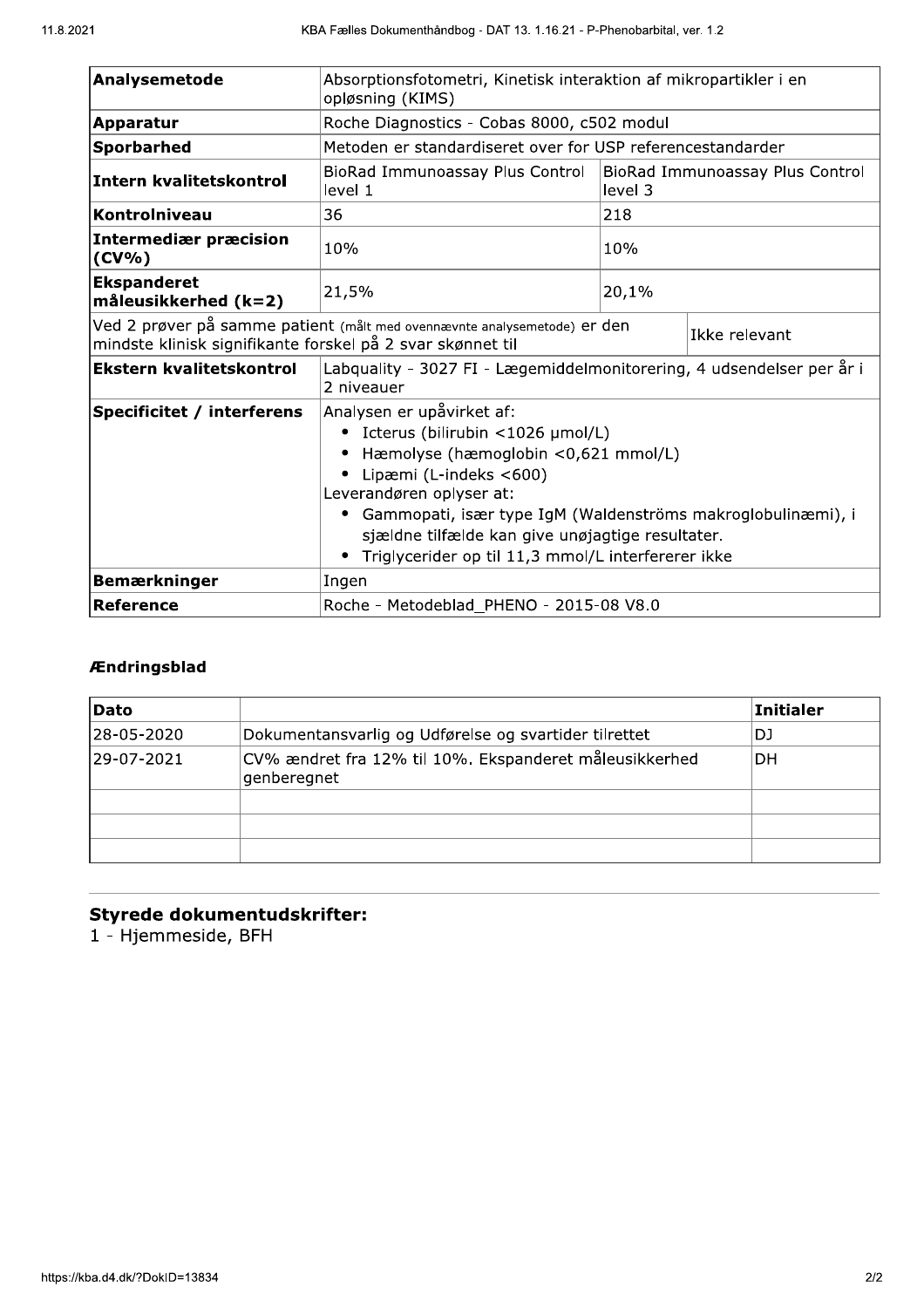| | | |
|---|---|---|
| **Analysemetode** | Absorptionsfotometri, Kinetisk interaktion af mikropartikler i en opløsning (KIMS) | |
| **Apparatur** | Roche Diagnostics - Cobas 8000, c502 modul | |
| **Sporbarhed** | Metoden er standardiseret over for USP referencestandarder | |
| **Intern kvalitetskontrol** | BioRad Immunoassay Plus Control level 1 | BioRad Immunoassay Plus Control level 3 |
| **Kontrolniveau** | 36 | 218 |
| **Intermediær præcision (CV%)** | 10% | 10% |
| **Ekspanderet måleusikkerhed (k=2)** | 21,5% | 20,1% |
| Ved 2 prøver på samme patient (målt med ovennævnte analysemetode) er den mindste klinisk signifikante forskel på 2 svar skønnet til | | Ikke relevant |
| **Ekstern kvalitetskontrol** | Labquality - 3027 FI - Lægemiddelmonitorering, 4 udsendelser per år i 2 niveauer | |
| **Specificitet / interferens** | Analysen er upåvirket af:<br>• Icterus (bilirubin <1026 µmol/L)<br>• Hæmolyse (hæmoglobin <0,621 mmol/L)<br>• Lipæmi (L-indeks <600)<br>Leverandøren oplyser at:<br>• Gammopati, især type IgM (Waldenströms makroglobulinæmi), i sjældne tilfælde kan give unøjagtige resultater.<br>• Triglycerider op til 11,3 mmol/L interfererer ikke | |
| **Bemærkninger** | Ingen | |
| **Reference** | Roche - Metodeblad_PHENO - 2015-08 V8.0 | |

### Ændringsblad

| Dato | | Initialer |
|---|---|---|
| 28-05-2020 | Dokumentansvarlig og Udførelse og svartider tilrettet | DJ |
| 29-07-2021 | CV% ændret fra 12% til 10%. Ekspanderet måleusikkerhed genberegnet | DH |
| | | |
| | | |
| | | |

## Styrede dokumentudskrifter:

1 - Hjemmeside, BFH